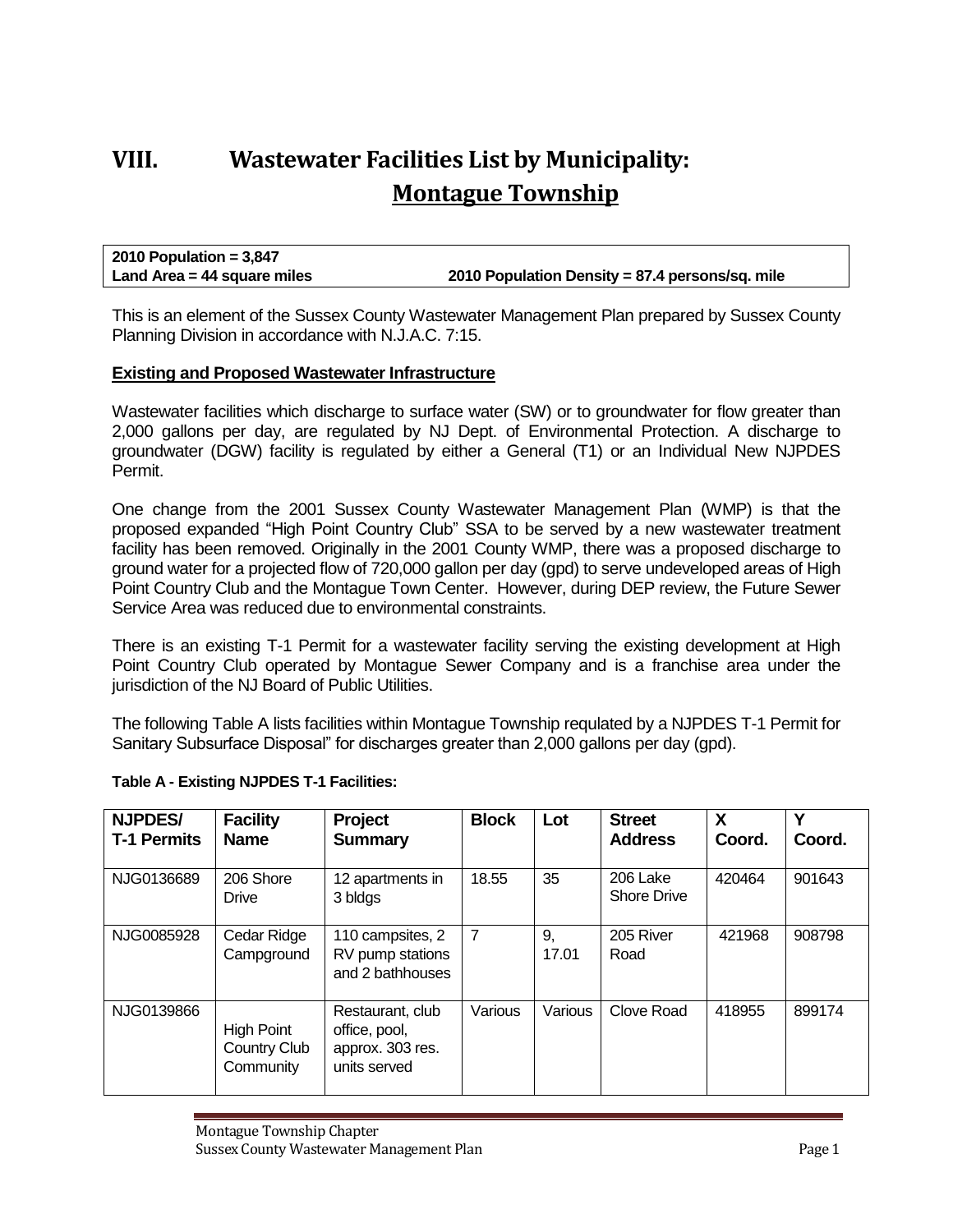# VIII. Wastewater Facilities List by Municipality: Montague Township

**2010 Population = 3,847**
**Land Area = 44 square miles** **2010 Population Density = 87.4 persons/sq. mile**

This is an element of the Sussex County Wastewater Management Plan prepared by Sussex County Planning Division in accordance with N.J.A.C. 7:15.

## Existing and Proposed Wastewater Infrastructure

Wastewater facilities which discharge to surface water (SW) or to groundwater for flow greater than 2,000 gallons per day, are regulated by NJ Dept. of Environmental Protection. A discharge to groundwater (DGW) facility is regulated by either a General (T1) or an Individual New NJPDES Permit.

One change from the 2001 Sussex County Wastewater Management Plan (WMP) is that the proposed expanded "High Point Country Club" SSA to be served by a new wastewater treatment facility has been removed. Originally in the 2001 County WMP, there was a proposed discharge to ground water for a projected flow of 720,000 gallon per day (gpd) to serve undeveloped areas of High Point Country Club and the Montague Town Center. However, during DEP review, the Future Sewer Service Area was reduced due to environmental constraints.

There is an existing T-1 Permit for a wastewater facility serving the existing development at High Point Country Club operated by Montague Sewer Company and is a franchise area under the jurisdiction of the NJ Board of Public Utilities.

The following Table A lists facilities within Montague Township requlated by a NJPDES T-1 Permit for Sanitary Subsurface Disposal" for discharges greater than 2,000 gallons per day (gpd).

**Table A - Existing NJPDES T-1 Facilities:**

| NJPDES/ T-1 Permits | Facility Name | Project Summary | Block | Lot | Street Address | X Coord. | Y Coord. |
|---|---|---|---|---|---|---|---|
| NJG0136689 | 206 Shore Drive | 12 apartments in 3 bldgs | 18.55 | 35 | 206 Lake Shore Drive | 420464 | 901643 |
| NJG0085928 | Cedar Ridge Campground | 110 campsites, 2 RV pump stations and 2 bathhouses | 7 | 9, 17.01 | 205 River Road | 421968 | 908798 |
| NJG0139866 | High Point Country Club Community | Restaurant, club office, pool, approx. 303 res. units served | Various | Various | Clove Road | 418955 | 899174 |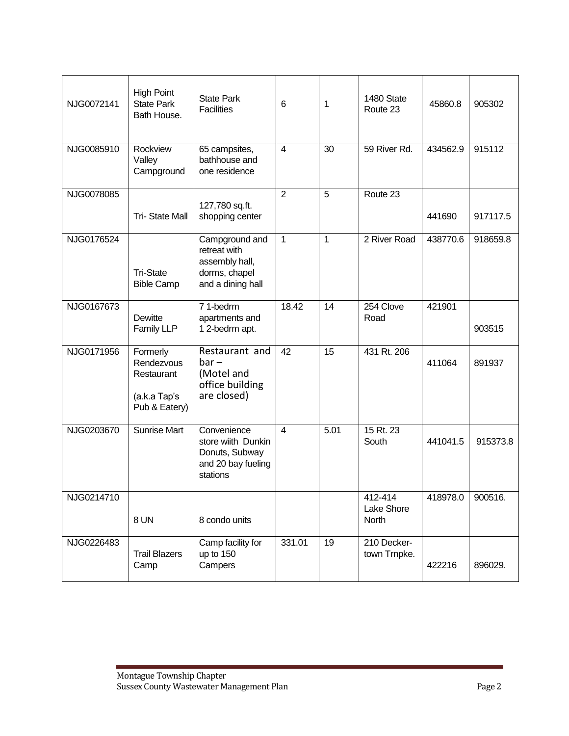| | | | | | | | |
|---|---|---|---|---|---|---|---|
| NJG0072141 | High Point State Park Bath House. | State Park Facilities | 6 | 1 | 1480 State Route 23 | 45860.8 | 905302 |
| NJG0085910 | Rockview Valley Campground | 65 campsites, bathhouse and one residence | 4 | 30 | 59 River Rd. | 434562.9 | 915112 |
| NJG0078085 | Tri- State Mall | 127,780 sq.ft. shopping center | 2 | 5 | Route 23 | 441690 | 917117.5 |
| NJG0176524 | Tri-State Bible Camp | Campground and retreat with assembly hall, dorms, chapel and a dining hall | 1 | 1 | 2 River Road | 438770.6 | 918659.8 |
| NJG0167673 | Dewitte Family LLP | 7 1-bedrm apartments and 1 2-bedrm apt. | 18.42 | 14 | 254 Clove Road | 421901 | 903515 |
| NJG0171956 | Formerly Rendezvous Restaurant (a.k.a Tap's Pub & Eatery) | Restaurant and bar – (Motel and office building are closed) | 42 | 15 | 431 Rt. 206 | 411064 | 891937 |
| NJG0203670 | Sunrise Mart | Convenience store wiith Dunkin Donuts, Subway and 20 bay fueling stations | 4 | 5.01 | 15 Rt. 23 South | 441041.5 | 915373.8 |
| NJG0214710 | 8 UN | 8 condo units | | | 412-414 Lake Shore North | 418978.0 | 900516. |
| NJG0226483 | Trail Blazers Camp | Camp facility for up to 150 Campers | 331.01 | 19 | 210 Decker-town Trnpke. | 422216 | 896029. |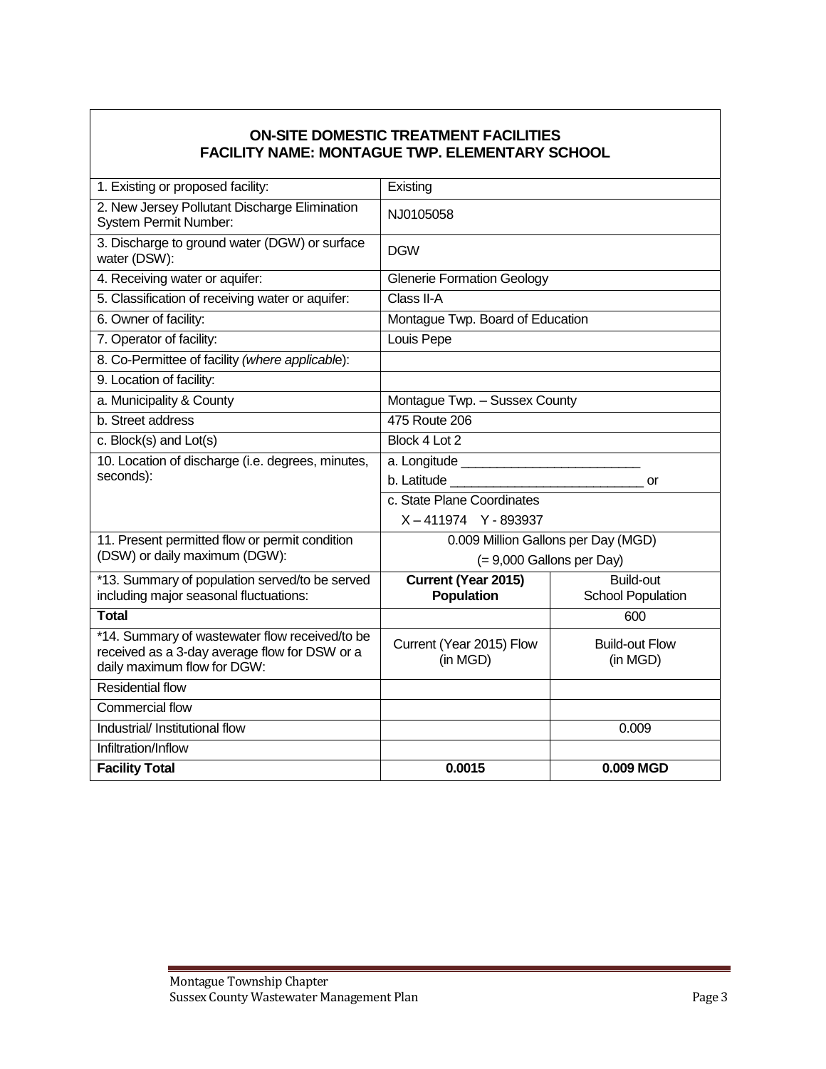## ON-SITE DOMESTIC TREATMENT FACILITIES
## FACILITY NAME: MONTAGUE TWP. ELEMENTARY SCHOOL

| | | |
|---|---|---|
| 1. Existing or proposed facility: | Existing | |
| 2. New Jersey Pollutant Discharge Elimination System Permit Number: | NJ0105058 | |
| 3. Discharge to ground water (DGW) or surface water (DSW): | DGW | |
| 4. Receiving water or aquifer: | Glenerie Formation Geology | |
| 5. Classification of receiving water or aquifer: | Class II-A | |
| 6. Owner of facility: | Montague Twp. Board of Education | |
| 7. Operator of facility: | Louis Pepe | |
| 8. Co-Permittee of facility *(where applicable)*: | | |
| 9. Location of facility: | | |
| a. Municipality & County | Montague Twp. – Sussex County | |
| b. Street address | 475 Route 206 | |
| c. Block(s) and Lot(s) | Block 4 Lot 2 | |
| 10. Location of discharge (i.e. degrees, minutes, seconds): | a. Longitude ________________________<br>b. Latitude __________________________ or | |
| | c. State Plane Coordinates<br>X – 411974 Y - 893937 | |
| 11. Present permitted flow or permit condition (DSW) or daily maximum (DGW): | 0.009 Million Gallons per Day (MGD)<br>(= 9,000 Gallons per Day) | |
| *13. Summary of population served/to be served including major seasonal fluctuations: | **Current (Year 2015) Population** | Build-out School Population |
| **Total** | | 600 |
| *14. Summary of wastewater flow received/to be received as a 3-day average flow for DSW or a daily maximum flow for DGW: | Current (Year 2015) Flow (in MGD) | Build-out Flow (in MGD) |
| Residential flow | | |
| Commercial flow | | |
| Industrial/ Institutional flow | | 0.009 |
| Infiltration/Inflow | | |
| **Facility Total** | **0.0015** | **0.009 MGD** |